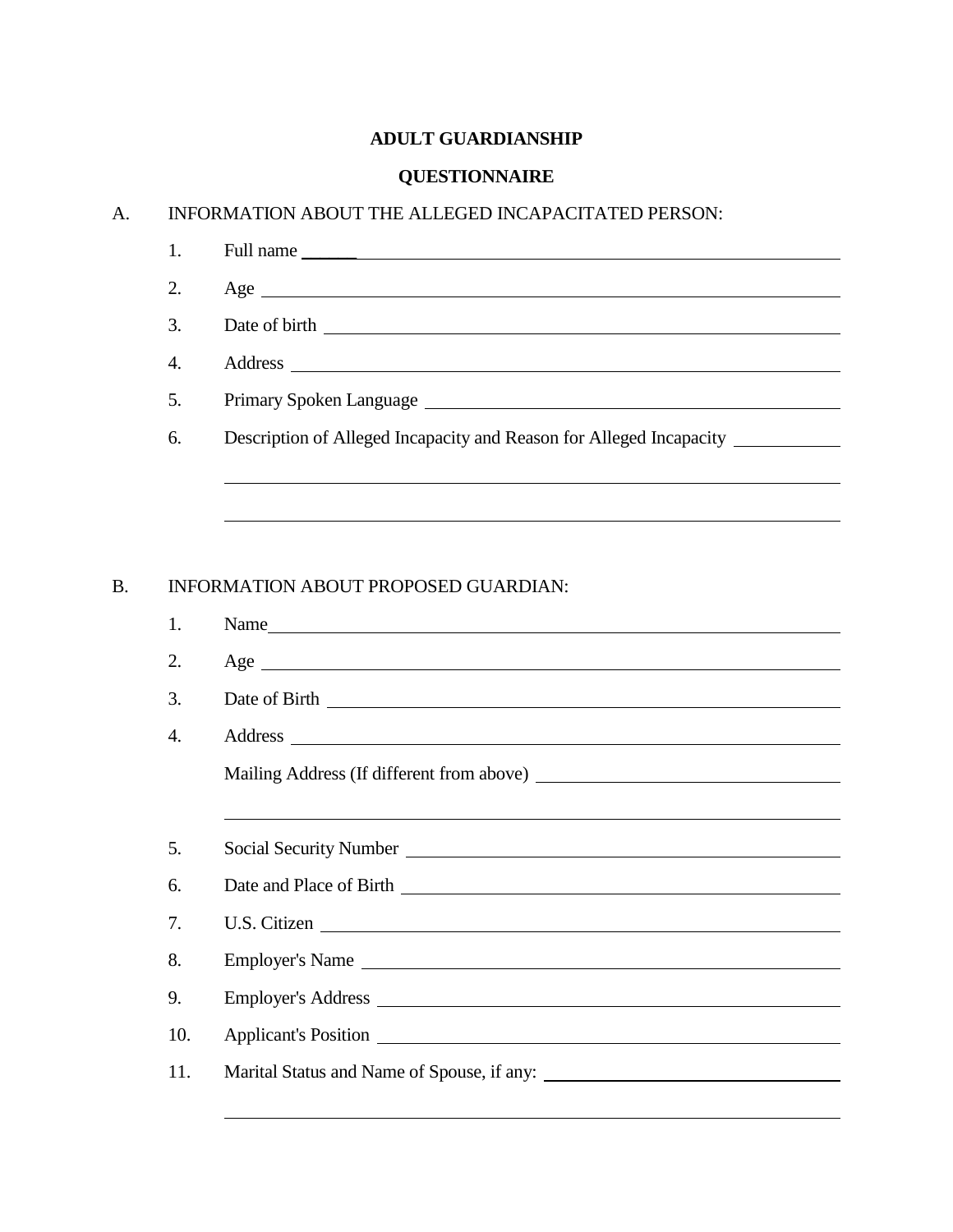# ADULT GUARDIANSHIP

## QUESTIONNAIRE

A. INFORMATION ABOUT THE ALLEGED INCAPACITATED PERSON:

1. Full name ______________________________
2. Age ______________________________
3. Date of birth ______________________________
4. Address ______________________________
5. Primary Spoken Language ______________________________
6. Description of Alleged Incapacity and Reason for Alleged Incapacity ______________________________

______________________________

______________________________

B. INFORMATION ABOUT PROPOSED GUARDIAN:

1. Name ______________________________
2. Age ______________________________
3. Date of Birth ______________________________
4. Address ______________________________

   Mailing Address (If different from above) ______________________________

   ______________________________

5. Social Security Number ______________________________
6. Date and Place of Birth ______________________________
7. U.S. Citizen ______________________________
8. Employer's Name ______________________________
9. Employer's Address ______________________________
10. Applicant's Position ______________________________
11. Marital Status and Name of Spouse, if any: ______________________________

    ______________________________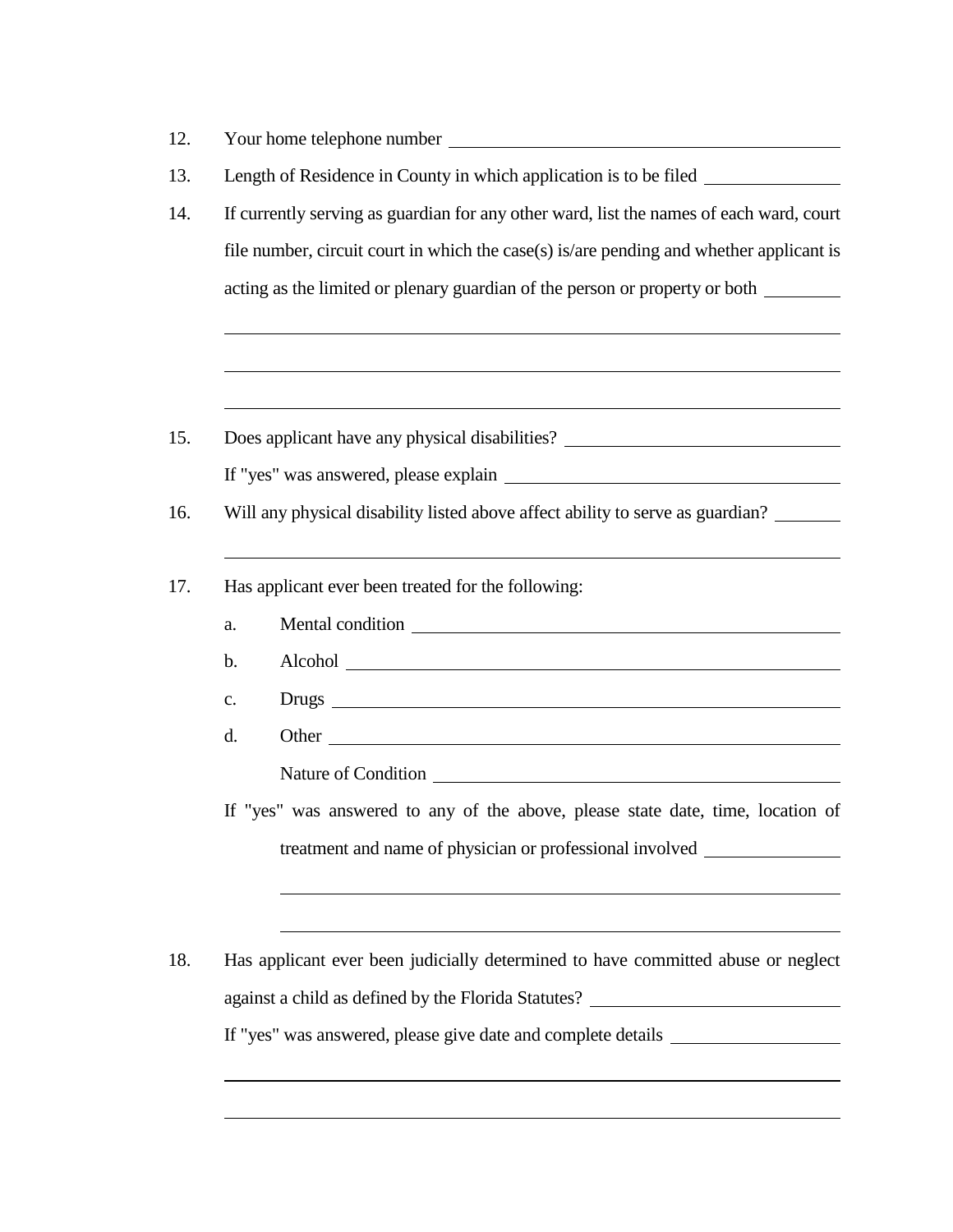12. Your home telephone number ______________________________

13. Length of Residence in County in which application is to be filed ______________

14. If currently serving as guardian for any other ward, list the names of each ward, court file number, circuit court in which the case(s) is/are pending and whether applicant is acting as the limited or plenary guardian of the person or property or both ________

    ______________________________________________________________

    ______________________________________________________________

    ______________________________________________________________

15. Does applicant have any physical disabilities? ______________________

    If "yes" was answered, please explain ______________________________

16. Will any physical disability listed above affect ability to serve as guardian? _______

    ______________________________________________________________

17. Has applicant ever been treated for the following:

    a. Mental condition ______________________________

    b. Alcohol ______________________________

    c. Drugs ______________________________

    d. Other ______________________________

       Nature of Condition ______________________________

    If "yes" was answered to any of the above, please state date, time, location of treatment and name of physician or professional involved ______________

    ______________________________________________________________

    ______________________________________________________________

18. Has applicant ever been judicially determined to have committed abuse or neglect against a child as defined by the Florida Statutes? ______________________

    If "yes" was answered, please give date and complete details ________________

    ______________________________________________________________

    ______________________________________________________________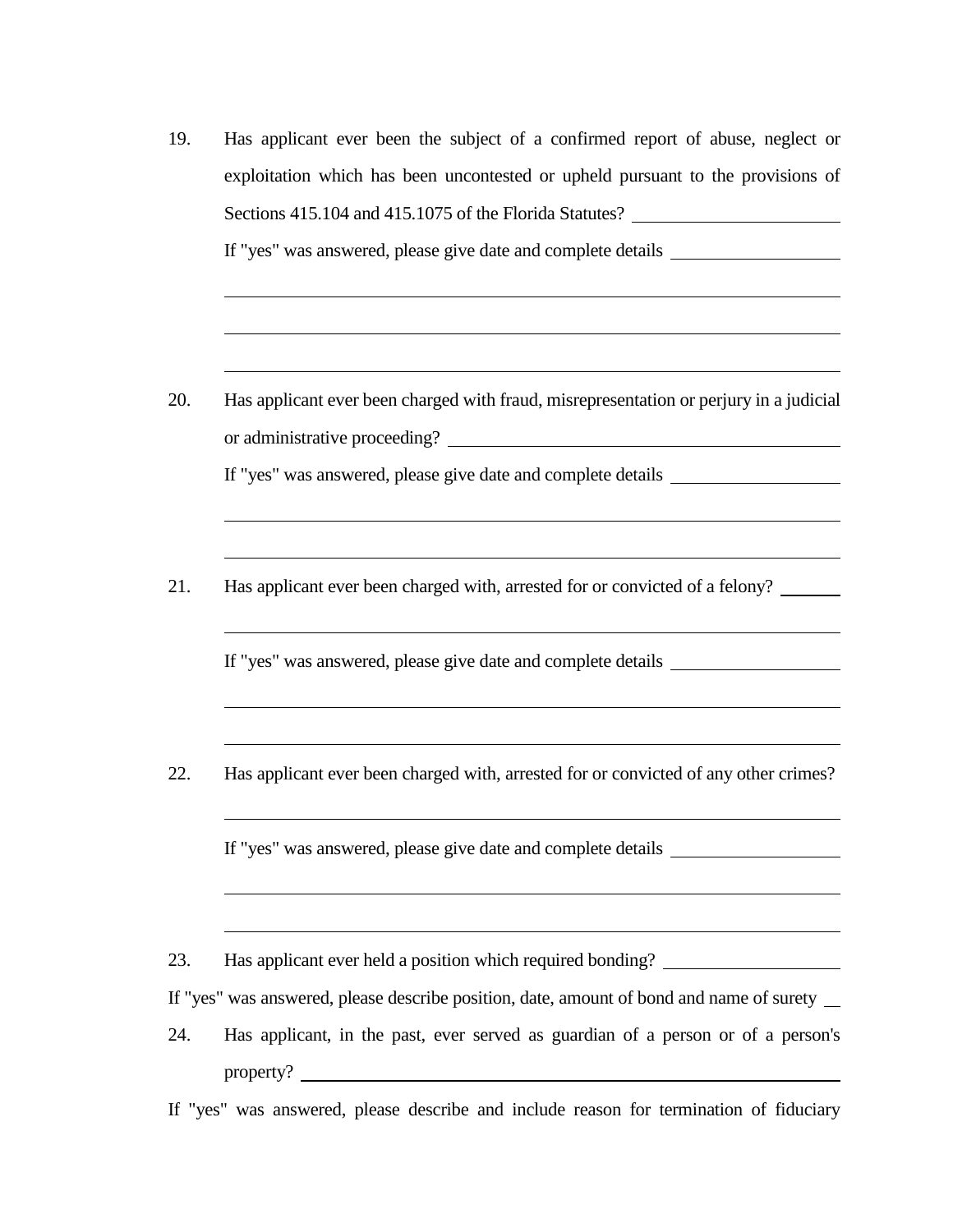19. Has applicant ever been the subject of a confirmed report of abuse, neglect or exploitation which has been uncontested or upheld pursuant to the provisions of Sections 415.104 and 415.1075 of the Florida Statutes? ______________________

    If "yes" was answered, please give date and complete details ___________________

    ______________________________________________________________________

    ______________________________________________________________________

    ______________________________________________________________________

20. Has applicant ever been charged with fraud, misrepresentation or perjury in a judicial or administrative proceeding? ____________________________________________

    If "yes" was answered, please give date and complete details ___________________

    ______________________________________________________________________

    ______________________________________________________________________

21. Has applicant ever been charged with, arrested for or convicted of a felony? _______

    ______________________________________________________________________

    If "yes" was answered, please give date and complete details ___________________

    ______________________________________________________________________

    ______________________________________________________________________

22. Has applicant ever been charged with, arrested for or convicted of any other crimes?

    ______________________________________________________________________

    If "yes" was answered, please give date and complete details ___________________

    ______________________________________________________________________

    ______________________________________________________________________

23. Has applicant ever held a position which required bonding? ___________________

If "yes" was answered, please describe position, date, amount of bond and name of surety __

24. Has applicant, in the past, ever served as guardian of a person or of a person's property? ____________________________________________________________

If "yes" was answered, please describe and include reason for termination of fiduciary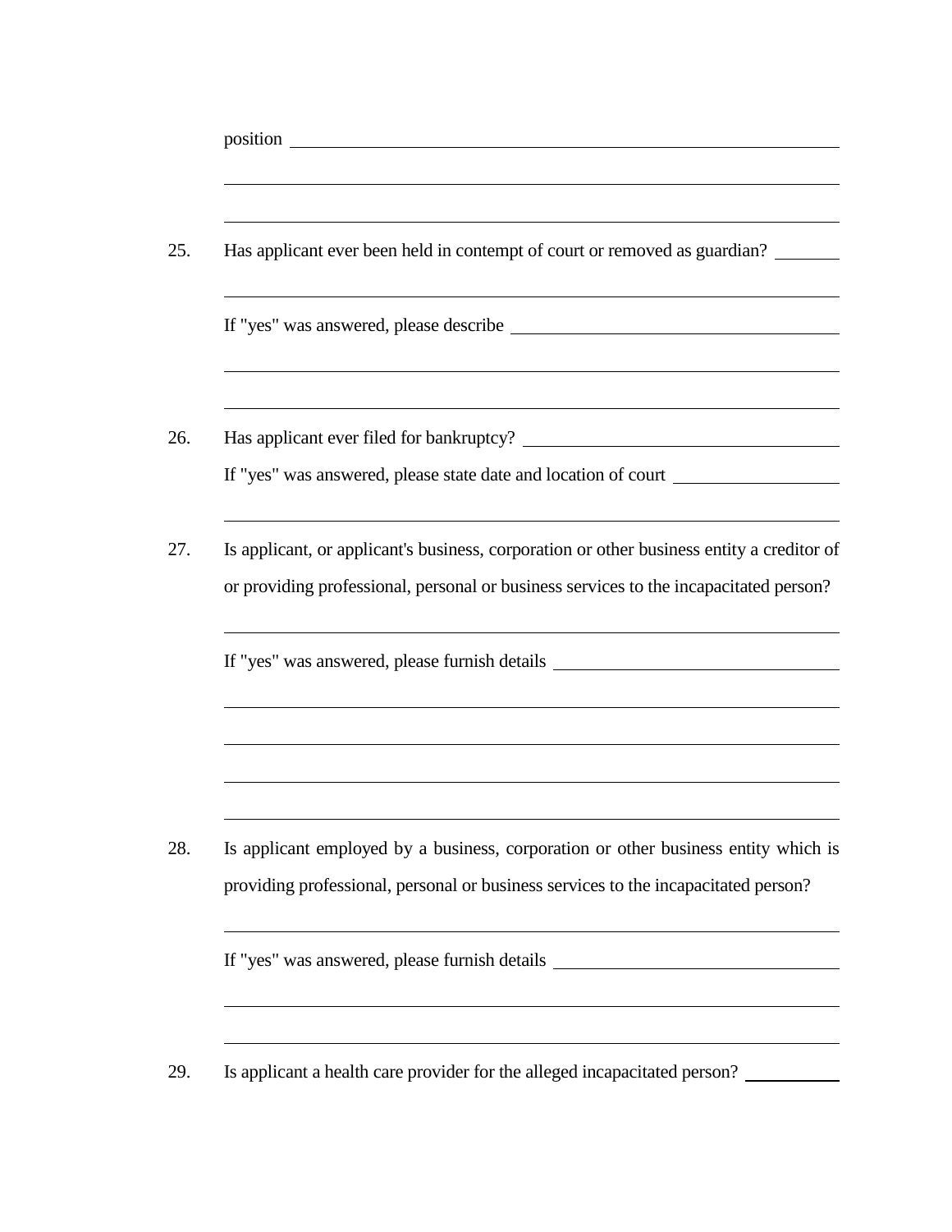position \_\_\_\_\_\_\_\_\_\_\_\_\_\_\_\_\_\_\_\_\_\_\_\_\_\_\_\_\_\_\_\_\_\_\_\_\_\_\_\_

\_\_\_\_\_\_\_\_\_\_\_\_\_\_\_\_\_\_\_\_\_\_\_\_\_\_\_\_\_\_\_\_\_\_\_\_\_\_\_\_\_\_\_\_\_\_\_\_

\_\_\_\_\_\_\_\_\_\_\_\_\_\_\_\_\_\_\_\_\_\_\_\_\_\_\_\_\_\_\_\_\_\_\_\_\_\_\_\_\_\_\_\_\_\_\_\_

25. Has applicant ever been held in contempt of court or removed as guardian? \_\_\_\_\_\_\_\_

\_\_\_\_\_\_\_\_\_\_\_\_\_\_\_\_\_\_\_\_\_\_\_\_\_\_\_\_\_\_\_\_\_\_\_\_\_\_\_\_\_\_\_\_\_\_\_\_

If "yes" was answered, please describe \_\_\_\_\_\_\_\_\_\_\_\_\_\_\_\_\_\_\_\_\_\_\_\_\_\_\_\_

\_\_\_\_\_\_\_\_\_\_\_\_\_\_\_\_\_\_\_\_\_\_\_\_\_\_\_\_\_\_\_\_\_\_\_\_\_\_\_\_\_\_\_\_\_\_\_\_

\_\_\_\_\_\_\_\_\_\_\_\_\_\_\_\_\_\_\_\_\_\_\_\_\_\_\_\_\_\_\_\_\_\_\_\_\_\_\_\_\_\_\_\_\_\_\_\_

26. Has applicant ever filed for bankruptcy? \_\_\_\_\_\_\_\_\_\_\_\_\_\_\_\_\_\_\_\_\_\_\_\_\_\_\_\_

If "yes" was answered, please state date and location of court \_\_\_\_\_\_\_\_\_\_\_\_\_\_\_\_

\_\_\_\_\_\_\_\_\_\_\_\_\_\_\_\_\_\_\_\_\_\_\_\_\_\_\_\_\_\_\_\_\_\_\_\_\_\_\_\_\_\_\_\_\_\_\_\_

27. Is applicant, or applicant's business, corporation or other business entity a creditor of or providing professional, personal or business services to the incapacitated person?

\_\_\_\_\_\_\_\_\_\_\_\_\_\_\_\_\_\_\_\_\_\_\_\_\_\_\_\_\_\_\_\_\_\_\_\_\_\_\_\_\_\_\_\_\_\_\_\_

If "yes" was answered, please furnish details \_\_\_\_\_\_\_\_\_\_\_\_\_\_\_\_\_\_\_\_\_\_\_\_\_\_

\_\_\_\_\_\_\_\_\_\_\_\_\_\_\_\_\_\_\_\_\_\_\_\_\_\_\_\_\_\_\_\_\_\_\_\_\_\_\_\_\_\_\_\_\_\_\_\_

\_\_\_\_\_\_\_\_\_\_\_\_\_\_\_\_\_\_\_\_\_\_\_\_\_\_\_\_\_\_\_\_\_\_\_\_\_\_\_\_\_\_\_\_\_\_\_\_

\_\_\_\_\_\_\_\_\_\_\_\_\_\_\_\_\_\_\_\_\_\_\_\_\_\_\_\_\_\_\_\_\_\_\_\_\_\_\_\_\_\_\_\_\_\_\_\_

\_\_\_\_\_\_\_\_\_\_\_\_\_\_\_\_\_\_\_\_\_\_\_\_\_\_\_\_\_\_\_\_\_\_\_\_\_\_\_\_\_\_\_\_\_\_\_\_

28. Is applicant employed by a business, corporation or other business entity which is providing professional, personal or business services to the incapacitated person?

\_\_\_\_\_\_\_\_\_\_\_\_\_\_\_\_\_\_\_\_\_\_\_\_\_\_\_\_\_\_\_\_\_\_\_\_\_\_\_\_\_\_\_\_\_\_\_\_

If "yes" was answered, please furnish details \_\_\_\_\_\_\_\_\_\_\_\_\_\_\_\_\_\_\_\_\_\_\_\_\_\_

\_\_\_\_\_\_\_\_\_\_\_\_\_\_\_\_\_\_\_\_\_\_\_\_\_\_\_\_\_\_\_\_\_\_\_\_\_\_\_\_\_\_\_\_\_\_\_\_

\_\_\_\_\_\_\_\_\_\_\_\_\_\_\_\_\_\_\_\_\_\_\_\_\_\_\_\_\_\_\_\_\_\_\_\_\_\_\_\_\_\_\_\_\_\_\_\_

29. Is applicant a health care provider for the alleged incapacitated person? \_\_\_\_\_\_\_\_\_\_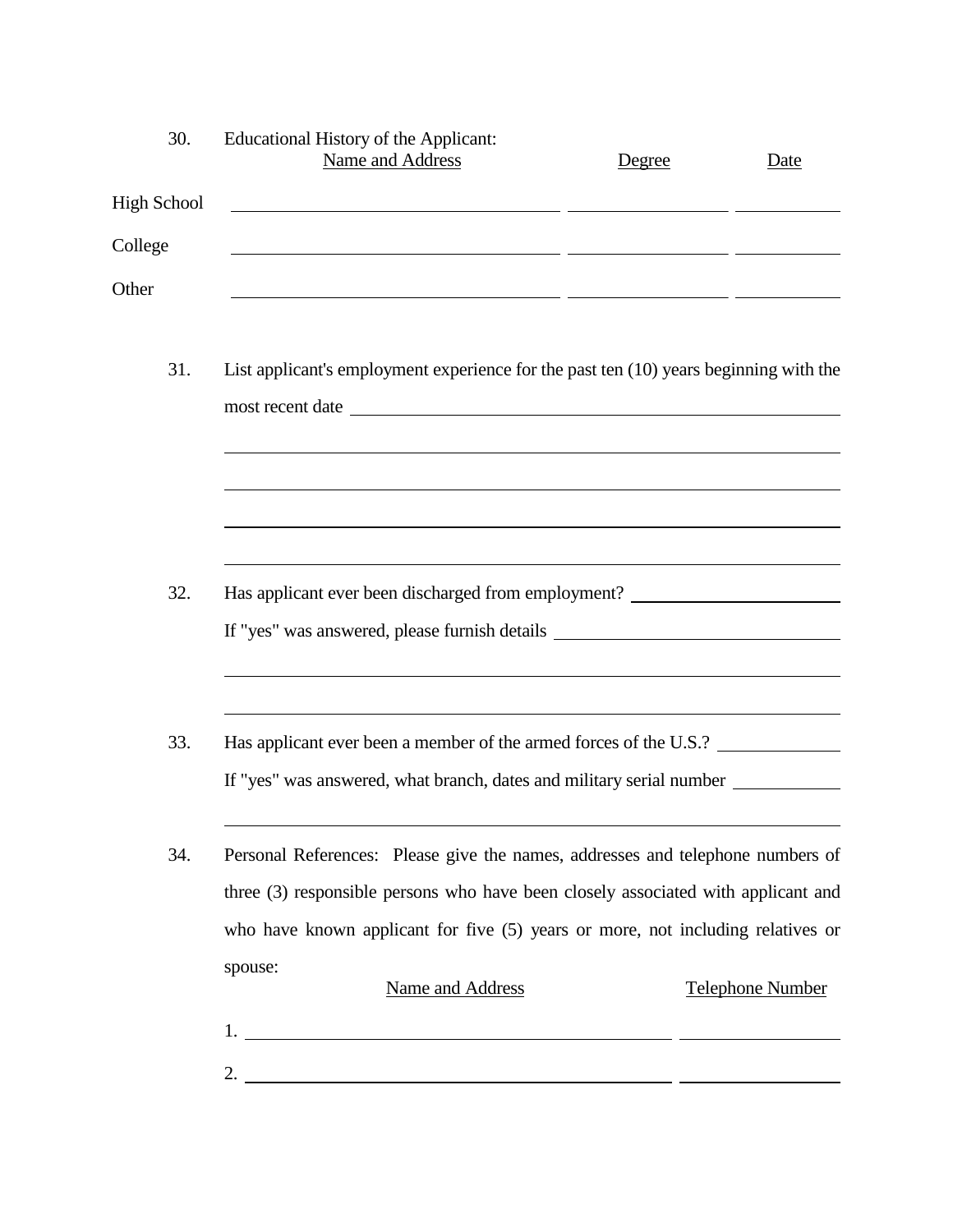30. Educational History of the Applicant:

| | Name and Address | Degree | Date |
|---|---|---|---|
| High School | | | |
| College | | | |
| Other | | | |

31. List applicant's employment experience for the past ten (10) years beginning with the most recent date \_\_\_\_\_\_\_\_\_\_\_\_\_\_\_\_\_\_\_\_\_\_\_\_\_\_\_\_\_\_\_\_\_\_\_\_\_\_\_\_

\_\_\_\_\_\_\_\_\_\_\_\_\_\_\_\_\_\_\_\_\_\_\_\_\_\_\_\_\_\_\_\_\_\_\_\_\_\_\_\_\_\_\_\_\_\_\_\_\_\_\_\_\_\_\_\_\_\_

\_\_\_\_\_\_\_\_\_\_\_\_\_\_\_\_\_\_\_\_\_\_\_\_\_\_\_\_\_\_\_\_\_\_\_\_\_\_\_\_\_\_\_\_\_\_\_\_\_\_\_\_\_\_\_\_\_\_

\_\_\_\_\_\_\_\_\_\_\_\_\_\_\_\_\_\_\_\_\_\_\_\_\_\_\_\_\_\_\_\_\_\_\_\_\_\_\_\_\_\_\_\_\_\_\_\_\_\_\_\_\_\_\_\_\_\_

\_\_\_\_\_\_\_\_\_\_\_\_\_\_\_\_\_\_\_\_\_\_\_\_\_\_\_\_\_\_\_\_\_\_\_\_\_\_\_\_\_\_\_\_\_\_\_\_\_\_\_\_\_\_\_\_\_\_

32. Has applicant ever been discharged from employment? \_\_\_\_\_\_\_\_\_\_\_\_\_\_\_\_\_\_\_\_

If "yes" was answered, please furnish details \_\_\_\_\_\_\_\_\_\_\_\_\_\_\_\_\_\_\_\_\_\_\_\_\_\_\_\_

\_\_\_\_\_\_\_\_\_\_\_\_\_\_\_\_\_\_\_\_\_\_\_\_\_\_\_\_\_\_\_\_\_\_\_\_\_\_\_\_\_\_\_\_\_\_\_\_\_\_\_\_\_\_\_\_\_\_

\_\_\_\_\_\_\_\_\_\_\_\_\_\_\_\_\_\_\_\_\_\_\_\_\_\_\_\_\_\_\_\_\_\_\_\_\_\_\_\_\_\_\_\_\_\_\_\_\_\_\_\_\_\_\_\_\_\_

33. Has applicant ever been a member of the armed forces of the U.S.? \_\_\_\_\_\_\_\_\_\_\_\_

If "yes" was answered, what branch, dates and military serial number \_\_\_\_\_\_\_\_\_\_

\_\_\_\_\_\_\_\_\_\_\_\_\_\_\_\_\_\_\_\_\_\_\_\_\_\_\_\_\_\_\_\_\_\_\_\_\_\_\_\_\_\_\_\_\_\_\_\_\_\_\_\_\_\_\_\_\_\_

34. Personal References: Please give the names, addresses and telephone numbers of three (3) responsible persons who have been closely associated with applicant and who have known applicant for five (5) years or more, not including relatives or spouse:

| | Name and Address | Telephone Number |
|---|---|---|
| 1. | | |
| 2. | | |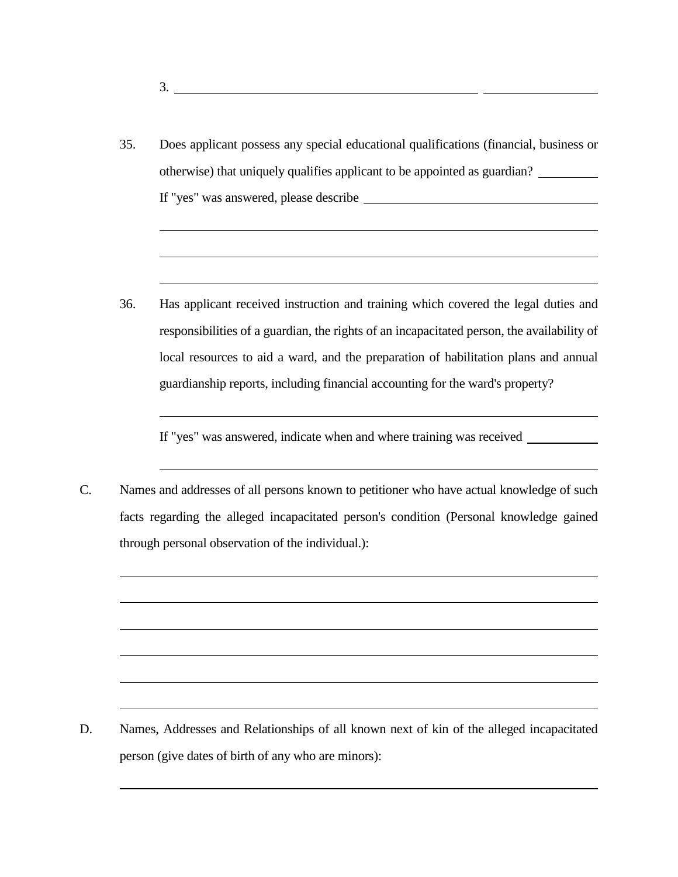3. ______________________________________________ ________________

35. Does applicant possess any special educational qualifications (financial, business or otherwise) that uniquely qualifies applicant to be appointed as guardian? __________
If "yes" was answered, please describe ______________________________________
_____________________________________________________________________
_____________________________________________________________________
_____________________________________________________________________

36. Has applicant received instruction and training which covered the legal duties and responsibilities of a guardian, the rights of an incapacitated person, the availability of local resources to aid a ward, and the preparation of habilitation plans and annual guardianship reports, including financial accounting for the ward's property?
_____________________________________________________________________
If "yes" was answered, indicate when and where training was received ____________
_____________________________________________________________________

C. Names and addresses of all persons known to petitioner who have actual knowledge of such facts regarding the alleged incapacitated person's condition (Personal knowledge gained through personal observation of the individual.):

_____________________________________________________________________
_____________________________________________________________________
_____________________________________________________________________
_____________________________________________________________________
_____________________________________________________________________
_____________________________________________________________________

D. Names, Addresses and Relationships of all known next of kin of the alleged incapacitated person (give dates of birth of any who are minors):

_____________________________________________________________________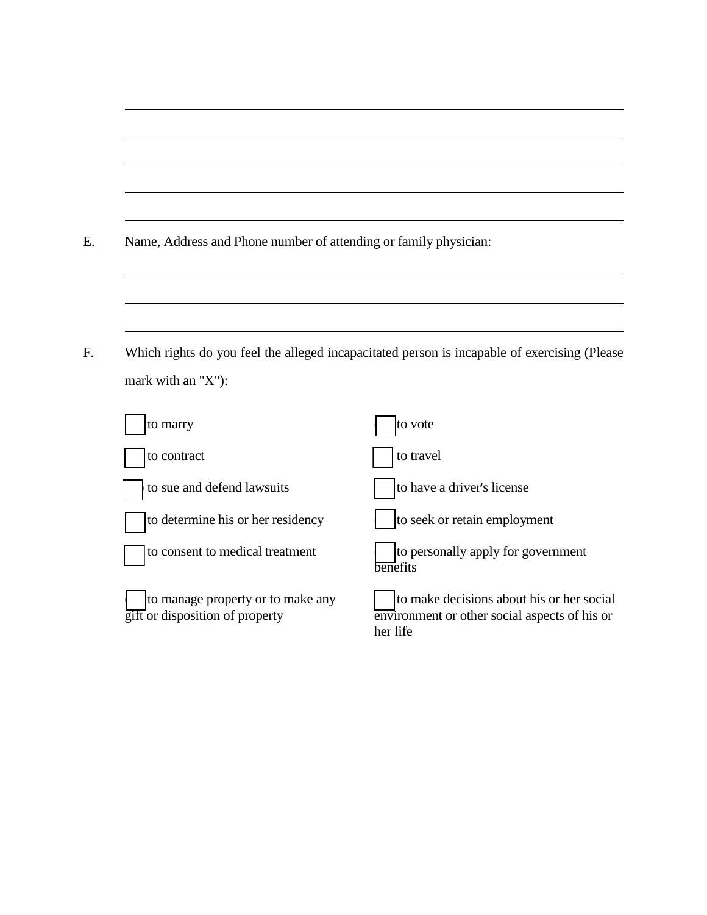\_\_\_\_\_\_\_\_\_\_\_\_\_\_\_\_\_\_\_\_\_\_\_\_\_\_\_\_\_\_\_\_\_\_\_\_\_\_\_\_\_\_\_\_\_\_\_\_\_\_\_\_\_\_\_\_\_\_\_\_

\_\_\_\_\_\_\_\_\_\_\_\_\_\_\_\_\_\_\_\_\_\_\_\_\_\_\_\_\_\_\_\_\_\_\_\_\_\_\_\_\_\_\_\_\_\_\_\_\_\_\_\_\_\_\_\_\_\_\_\_

\_\_\_\_\_\_\_\_\_\_\_\_\_\_\_\_\_\_\_\_\_\_\_\_\_\_\_\_\_\_\_\_\_\_\_\_\_\_\_\_\_\_\_\_\_\_\_\_\_\_\_\_\_\_\_\_\_\_\_\_

\_\_\_\_\_\_\_\_\_\_\_\_\_\_\_\_\_\_\_\_\_\_\_\_\_\_\_\_\_\_\_\_\_\_\_\_\_\_\_\_\_\_\_\_\_\_\_\_\_\_\_\_\_\_\_\_\_\_\_\_

\_\_\_\_\_\_\_\_\_\_\_\_\_\_\_\_\_\_\_\_\_\_\_\_\_\_\_\_\_\_\_\_\_\_\_\_\_\_\_\_\_\_\_\_\_\_\_\_\_\_\_\_\_\_\_\_\_\_\_\_

E. Name, Address and Phone number of attending or family physician:

\_\_\_\_\_\_\_\_\_\_\_\_\_\_\_\_\_\_\_\_\_\_\_\_\_\_\_\_\_\_\_\_\_\_\_\_\_\_\_\_\_\_\_\_\_\_\_\_\_\_\_\_\_\_\_\_\_\_\_\_

\_\_\_\_\_\_\_\_\_\_\_\_\_\_\_\_\_\_\_\_\_\_\_\_\_\_\_\_\_\_\_\_\_\_\_\_\_\_\_\_\_\_\_\_\_\_\_\_\_\_\_\_\_\_\_\_\_\_\_\_

\_\_\_\_\_\_\_\_\_\_\_\_\_\_\_\_\_\_\_\_\_\_\_\_\_\_\_\_\_\_\_\_\_\_\_\_\_\_\_\_\_\_\_\_\_\_\_\_\_\_\_\_\_\_\_\_\_\_\_\_

F. Which rights do you feel the alleged incapacitated person is incapable of exercising (Please mark with an "X"):

- ☐ to marry
- ☐ to contract
- ☐ to sue and defend lawsuits
- ☐ to determine his or her residency
- ☐ to consent to medical treatment
- ☐ to manage property or to make any gift or disposition of property
- ☐ to vote
- ☐ to travel
- ☐ to have a driver's license
- ☐ to seek or retain employment
- ☐ to personally apply for government benefits
- ☐ to make decisions about his or her social environment or other social aspects of his or her life